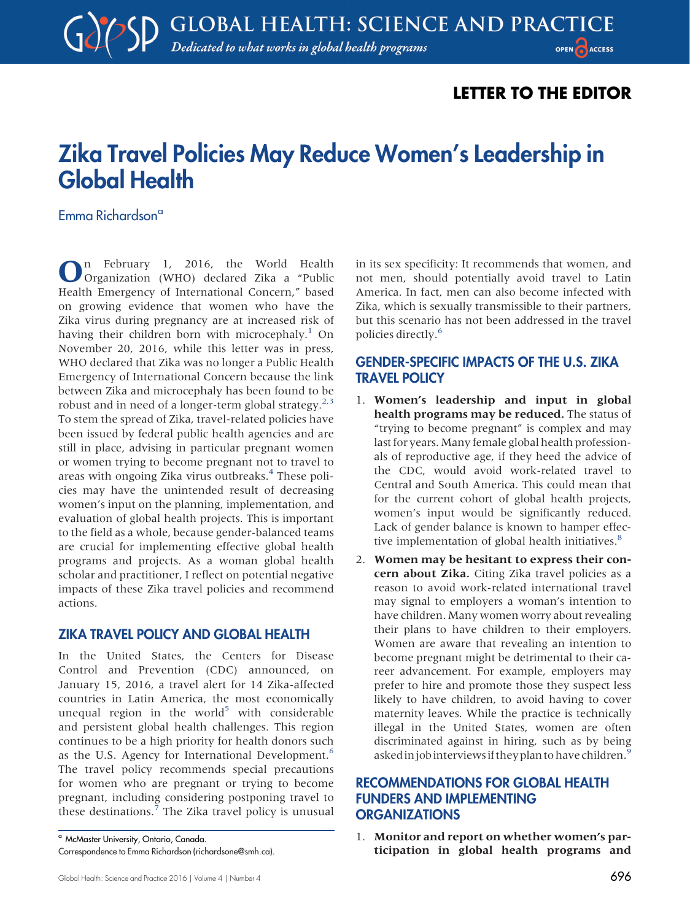LETTER TO THE EDITOR

# Zika Travel Policies May Reduce Women's Leadership in Global Health

Emma Richardson[a]

On February 1, 2016, the World Health Organization (WHO) declared Zika a "Public Health Emergency of International Concern," based on growing evidence that women who have the Zika virus during pregnancy are at increased risk of having their children born with microcephaly.[1] On November 20, 2016, while this letter was in press, WHO declared that Zika was no longer a Public Health Emergency of International Concern because the link between Zika and microcephaly has been found to be robust and in need of a longer-term global strategy.[2,3] To stem the spread of Zika, travel-related policies have been issued by federal public health agencies and are still in place, advising in particular pregnant women or women trying to become pregnant not to travel to areas with ongoing Zika virus outbreaks.[4] These policies may have the unintended result of decreasing women's input on the planning, implementation, and evaluation of global health projects. This is important to the field as a whole, because gender-balanced teams are crucial for implementing effective global health programs and projects. As a woman global health scholar and practitioner, I reflect on potential negative impacts of these Zika travel policies and recommend actions.

## ZIKA TRAVEL POLICY AND GLOBAL HEALTH

In the United States, the Centers for Disease Control and Prevention (CDC) announced, on January 15, 2016, a travel alert for 14 Zika-affected countries in Latin America, the most economically unequal region in the world[5] with considerable and persistent global health challenges. This region continues to be a high priority for health donors such as the U.S. Agency for International Development.[6] The travel policy recommends special precautions for women who are pregnant or trying to become pregnant, including considering postponing travel to these destinations.[7] The Zika travel policy is unusual in its sex specificity: It recommends that women, and not men, should potentially avoid travel to Latin America. In fact, men can also become infected with Zika, which is sexually transmissible to their partners, but this scenario has not been addressed in the travel policies directly.[6]

## GENDER-SPECIFIC IMPACTS OF THE U.S. ZIKA TRAVEL POLICY

1. **Women's leadership and input in global health programs may be reduced.** The status of "trying to become pregnant" is complex and may last for years. Many female global health professionals of reproductive age, if they heed the advice of the CDC, would avoid work-related travel to Central and South America. This could mean that for the current cohort of global health projects, women's input would be significantly reduced. Lack of gender balance is known to hamper effective implementation of global health initiatives.[8]
2. **Women may be hesitant to express their concern about Zika.** Citing Zika travel policies as a reason to avoid work-related international travel may signal to employers a woman's intention to have children. Many women worry about revealing their plans to have children to their employers. Women are aware that revealing an intention to become pregnant might be detrimental to their career advancement. For example, employers may prefer to hire and promote those they suspect less likely to have children, to avoid having to cover maternity leaves. While the practice is technically illegal in the United States, women are often discriminated against in hiring, such as by being asked in job interviews if they plan to have children.[9]

## RECOMMENDATIONS FOR GLOBAL HEALTH FUNDERS AND IMPLEMENTING ORGANIZATIONS

1. **Monitor and report on whether women's participation in global health programs and**

[a] McMaster University, Ontario, Canada.

Correspondence to Emma Richardson (richardsone@smh.ca).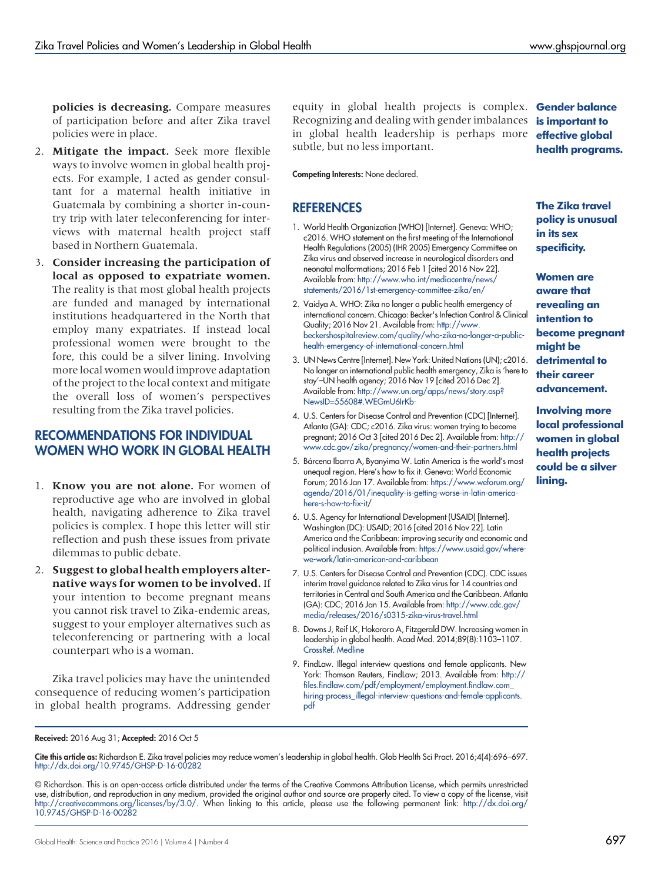**policies is decreasing.** Compare measures of participation before and after Zika travel policies were in place.

2. **Mitigate the impact.** Seek more flexible ways to involve women in global health projects. For example, I acted as gender consultant for a maternal health initiative in Guatemala by combining a shorter in-country trip with later teleconferencing for interviews with maternal health project staff based in Northern Guatemala.
3. **Consider increasing the participation of local as opposed to expatriate women.** The reality is that most global health projects are funded and managed by international institutions headquartered in the North that employ many expatriates. If instead local professional women were brought to the fore, this could be a silver lining. Involving more local women would improve adaptation of the project to the local context and mitigate the overall loss of women's perspectives resulting from the Zika travel policies.

## RECOMMENDATIONS FOR INDIVIDUAL WOMEN WHO WORK IN GLOBAL HEALTH

1. **Know you are not alone.** For women of reproductive age who are involved in global health, navigating adherence to Zika travel policies is complex. I hope this letter will stir reflection and push these issues from private dilemmas to public debate.
2. **Suggest to global health employers alternative ways for women to be involved.** If your intention to become pregnant means you cannot risk travel to Zika-endemic areas, suggest to your employer alternatives such as teleconferencing or partnering with a local counterpart who is a woman.

Zika travel policies may have the unintended consequence of reducing women's participation in global health programs. Addressing gender equity in global health projects is complex. Recognizing and dealing with gender imbalances in global health leadership is perhaps more subtle, but no less important.

**Gender balance is important to effective global health programs.**

**The Zika travel policy is unusual in its sex specificity.**

**Women are aware that revealing an intention to become pregnant might be detrimental to their career advancement.**

**Involving more local professional women in global health projects could be a silver lining.**

**Competing Interests:** None declared.

## REFERENCES

1. World Health Organization (WHO) [Internet]. Geneva: WHO; c2016. WHO statement on the first meeting of the International Health Regulations (2005) (IHR 2005) Emergency Committee on Zika virus and observed increase in neurological disorders and neonatal malformations; 2016 Feb 1 [cited 2016 Nov 22]. Available from: http://www.who.int/mediacentre/news/statements/2016/1st-emergency-committee-zika/en/
2. Vaidya A. WHO: Zika no longer a public health emergency of international concern. Chicago: Becker's Infection Control & Clinical Quality; 2016 Nov 21. Available from: http://www.beckershospitalreview.com/quality/who-zika-no-longer-a-public-health-emergency-of-international-concern.html
3. UN News Centre [Internet]. New York: United Nations (UN); c2016. No longer an international public health emergency, Zika is 'here to stay'–UN health agency; 2016 Nov 19 [cited 2016 Dec 2]. Available from: http://www.un.org/apps/news/story.asp?NewsID=55608#.WEGmU6IrKb-
4. U.S. Centers for Disease Control and Prevention (CDC) [Internet]. Atlanta (GA): CDC; c2016. Zika virus: women trying to become pregnant; 2016 Oct 3 [cited 2016 Dec 2]. Available from: http://www.cdc.gov/zika/pregnancy/women-and-their-partners.html
5. Bárcena Ibarra A, Byanyima W. Latin America is the world's most unequal region. Here's how to fix it. Geneva: World Economic Forum; 2016 Jan 17. Available from: https://www.weforum.org/agenda/2016/01/inequality-is-getting-worse-in-latin-america-here-s-how-to-fix-it/
6. U.S. Agency for International Development (USAID) [Internet]. Washington (DC): USAID; 2016 [cited 2016 Nov 22]. Latin America and the Caribbean: improving security and economic and political inclusion. Available from: https://www.usaid.gov/where-we-work/latin-american-and-caribbean
7. U.S. Centers for Disease Control and Prevention (CDC). CDC issues interim travel guidance related to Zika virus for 14 countries and territories in Central and South America and the Caribbean. Atlanta (GA): CDC; 2016 Jan 15. Available from: http://www.cdc.gov/media/releases/2016/s0315-zika-virus-travel.html
8. Downs J, Reif LK, Hokororo A, Fitzgerald DW. Increasing women in leadership in global health. Acad Med. 2014;89(8):1103–1107. CrossRef. Medline
9. FindLaw. Illegal interview questions and female applicants. New York: Thomson Reuters, FindLaw; 2013. Available from: http://files.findlaw.com/pdf/employment/employment.findlaw.com_hiring-process_illegal-interview-questions-and-female-applicants.pdf

**Received:** 2016 Aug 31; **Accepted:** 2016 Oct 5

**Cite this article as:** Richardson E. Zika travel policies may reduce women's leadership in global health. Glob Health Sci Pract. 2016;4(4):696–697. http://dx.doi.org/10.9745/GHSP-D-16-00282

© Richardson. This is an open-access article distributed under the terms of the Creative Commons Attribution License, which permits unrestricted use, distribution, and reproduction in any medium, provided the original author and source are properly cited. To view a copy of the license, visit http://creativecommons.org/licenses/by/3.0/. When linking to this article, please use the following permanent link: http://dx.doi.org/10.9745/GHSP-D-16-00282